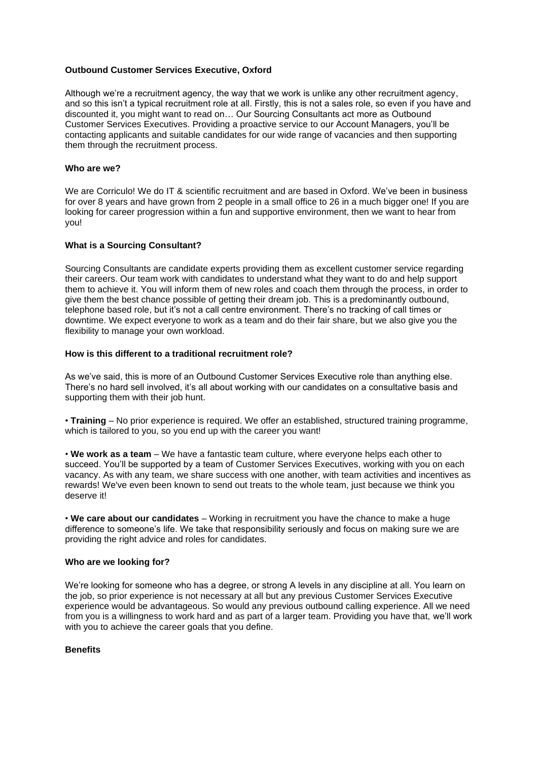**Outbound Customer Services Executive, Oxford**

Although we're a recruitment agency, the way that we work is unlike any other recruitment agency, and so this isn't a typical recruitment role at all. Firstly, this is not a sales role, so even if you have and discounted it, you might want to read on… Our Sourcing Consultants act more as Outbound Customer Services Executives. Providing a proactive service to our Account Managers, you'll be contacting applicants and suitable candidates for our wide range of vacancies and then supporting them through the recruitment process.

**Who are we?**

We are Corriculo! We do IT & scientific recruitment and are based in Oxford. We've been in business for over 8 years and have grown from 2 people in a small office to 26 in a much bigger one! If you are looking for career progression within a fun and supportive environment, then we want to hear from you!

**What is a Sourcing Consultant?**

Sourcing Consultants are candidate experts providing them as excellent customer service regarding their careers. Our team work with candidates to understand what they want to do and help support them to achieve it. You will inform them of new roles and coach them through the process, in order to give them the best chance possible of getting their dream job. This is a predominantly outbound, telephone based role, but it's not a call centre environment. There's no tracking of call times or downtime. We expect everyone to work as a team and do their fair share, but we also give you the flexibility to manage your own workload.

**How is this different to a traditional recruitment role?**

As we've said, this is more of an Outbound Customer Services Executive role than anything else. There's no hard sell involved, it's all about working with our candidates on a consultative basis and supporting them with their job hunt.

- **Training** – No prior experience is required. We offer an established, structured training programme, which is tailored to you, so you end up with the career you want!

- **We work as a team** – We have a fantastic team culture, where everyone helps each other to succeed. You'll be supported by a team of Customer Services Executives, working with you on each vacancy. As with any team, we share success with one another, with team activities and incentives as rewards! We've even been known to send out treats to the whole team, just because we think you deserve it!

- **We care about our candidates** – Working in recruitment you have the chance to make a huge difference to someone's life. We take that responsibility seriously and focus on making sure we are providing the right advice and roles for candidates.

**Who are we looking for?**

We're looking for someone who has a degree, or strong A levels in any discipline at all. You learn on the job, so prior experience is not necessary at all but any previous Customer Services Executive experience would be advantageous. So would any previous outbound calling experience. All we need from you is a willingness to work hard and as part of a larger team. Providing you have that, we'll work with you to achieve the career goals that you define.

**Benefits**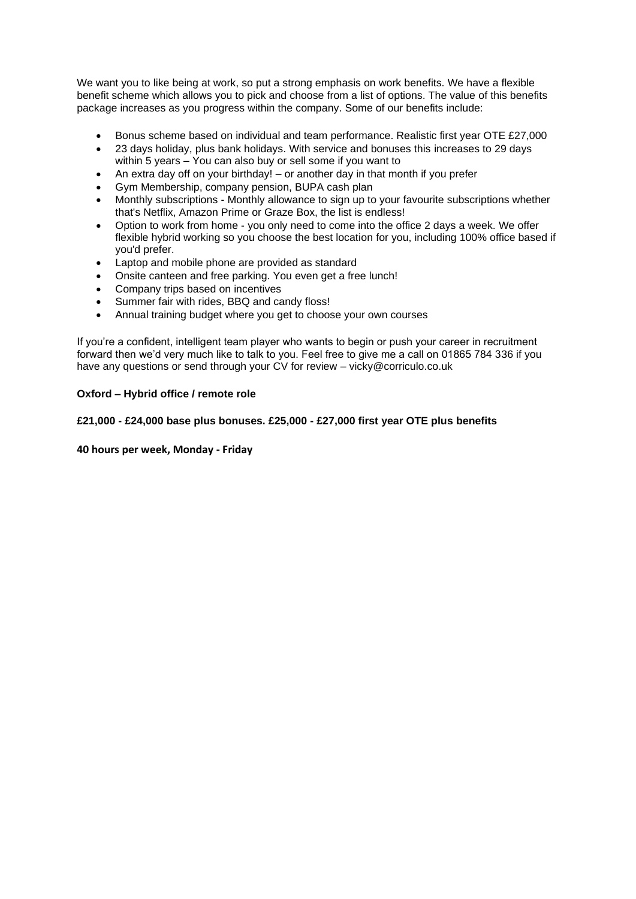We want you to like being at work, so put a strong emphasis on work benefits. We have a flexible benefit scheme which allows you to pick and choose from a list of options. The value of this benefits package increases as you progress within the company. Some of our benefits include:

- Bonus scheme based on individual and team performance. Realistic first year OTE £27,000
- 23 days holiday, plus bank holidays. With service and bonuses this increases to 29 days within 5 years – You can also buy or sell some if you want to
- An extra day off on your birthday! – or another day in that month if you prefer
- Gym Membership, company pension, BUPA cash plan
- Monthly subscriptions - Monthly allowance to sign up to your favourite subscriptions whether that's Netflix, Amazon Prime or Graze Box, the list is endless!
- Option to work from home - you only need to come into the office 2 days a week. We offer flexible hybrid working so you choose the best location for you, including 100% office based if you'd prefer.
- Laptop and mobile phone are provided as standard
- Onsite canteen and free parking. You even get a free lunch!
- Company trips based on incentives
- Summer fair with rides, BBQ and candy floss!
- Annual training budget where you get to choose your own courses

If you're a confident, intelligent team player who wants to begin or push your career in recruitment forward then we'd very much like to talk to you. Feel free to give me a call on 01865 784 336 if you have any questions or send through your CV for review – vicky@corriculo.co.uk

**Oxford – Hybrid office / remote role**

**£21,000 - £24,000 base plus bonuses. £25,000 - £27,000 first year OTE plus benefits**

**40 hours per week, Monday - Friday**